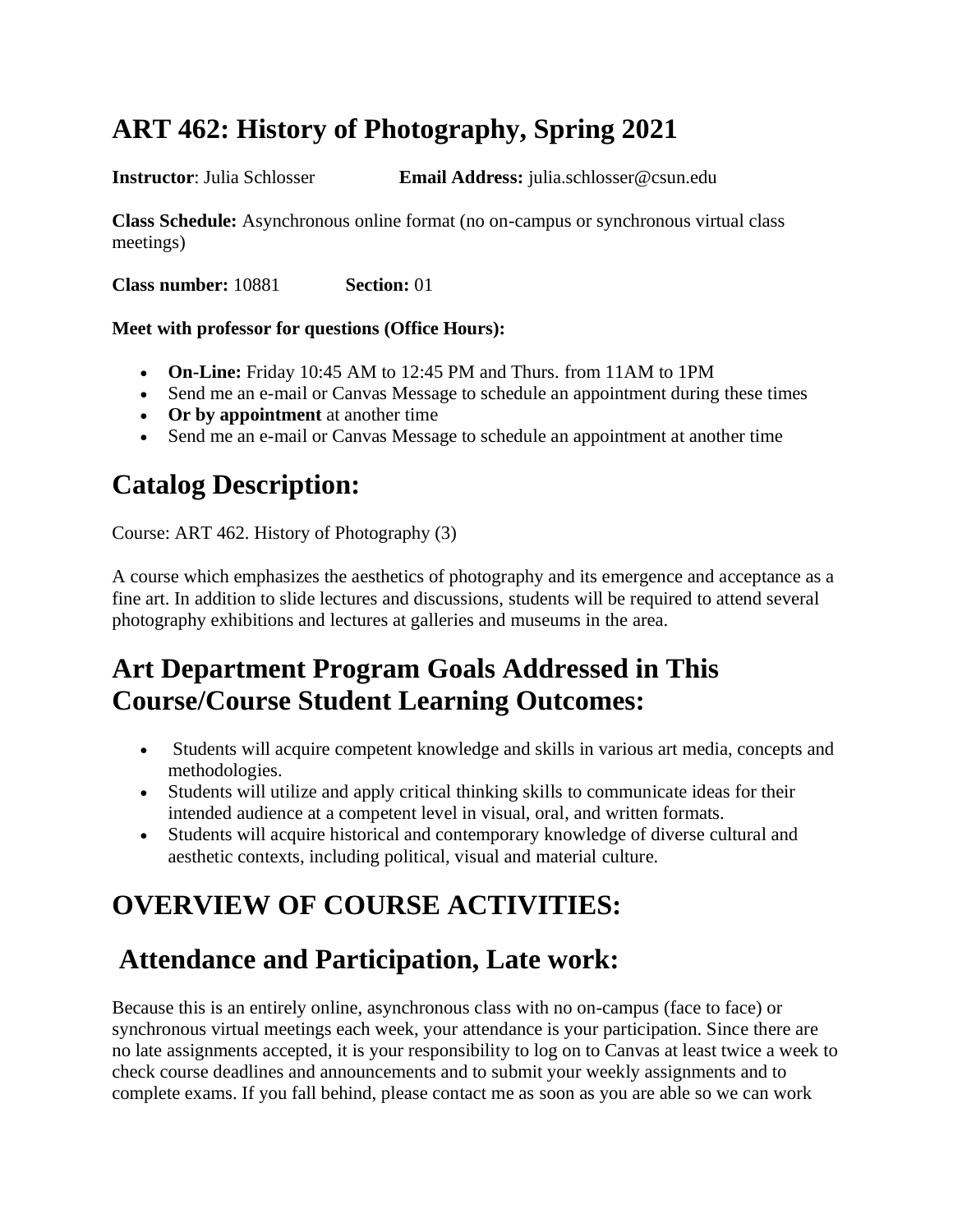# ART 462: History of Photography, Spring 2021

**Instructor**: Julia Schlosser **Email Address:** julia.schlosser@csun.edu

**Class Schedule:** Asynchronous online format (no on-campus or synchronous virtual class meetings)

**Class number:** 10881 **Section:** 01

**Meet with professor for questions (Office Hours):**

- **On-Line:** Friday 10:45 AM to 12:45 PM and Thurs. from 11AM to 1PM
- Send me an e-mail or Canvas Message to schedule an appointment during these times
- **Or by appointment** at another time
- Send me an e-mail or Canvas Message to schedule an appointment at another time

## Catalog Description:

Course: ART 462. History of Photography (3)

A course which emphasizes the aesthetics of photography and its emergence and acceptance as a fine art. In addition to slide lectures and discussions, students will be required to attend several photography exhibitions and lectures at galleries and museums in the area.

## Art Department Program Goals Addressed in This Course/Course Student Learning Outcomes:

- Students will acquire competent knowledge and skills in various art media, concepts and methodologies.
- Students will utilize and apply critical thinking skills to communicate ideas for their intended audience at a competent level in visual, oral, and written formats.
- Students will acquire historical and contemporary knowledge of diverse cultural and aesthetic contexts, including political, visual and material culture.

## OVERVIEW OF COURSE ACTIVITIES:

## Attendance and Participation, Late work:

Because this is an entirely online, asynchronous class with no on-campus (face to face) or synchronous virtual meetings each week, your attendance is your participation. Since there are no late assignments accepted, it is your responsibility to log on to Canvas at least twice a week to check course deadlines and announcements and to submit your weekly assignments and to complete exams. If you fall behind, please contact me as soon as you are able so we can work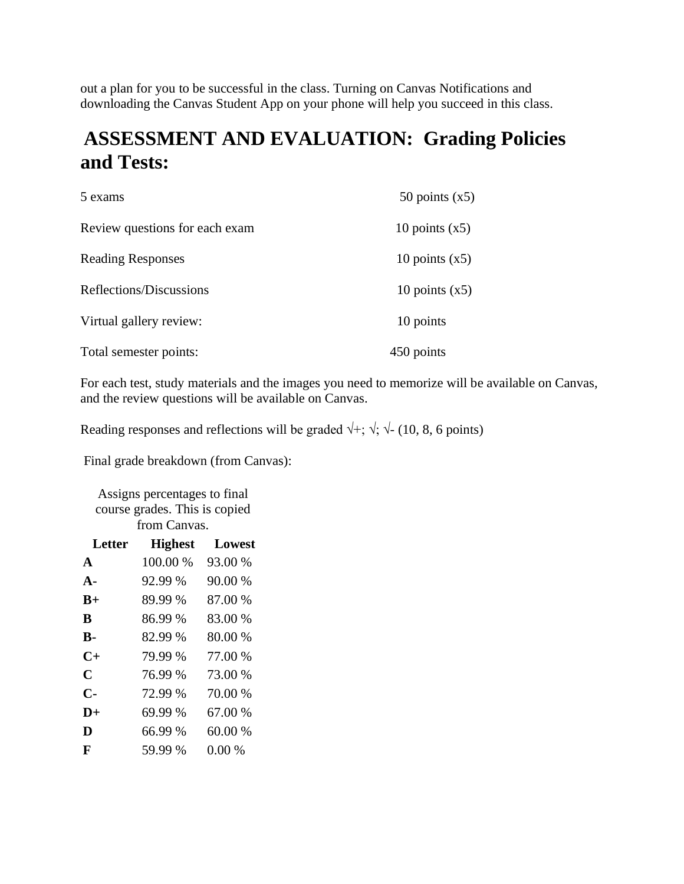out a plan for you to be successful in the class. Turning on Canvas Notifications and downloading the Canvas Student App on your phone will help you succeed in this class.

## ASSESSMENT AND EVALUATION: Grading Policies and Tests:

| | |
|---|---|
| 5 exams | 50 points (x5) |
| Review questions for each exam | 10 points (x5) |
| Reading Responses | 10 points (x5) |
| Reflections/Discussions | 10 points (x5) |
| Virtual gallery review: | 10 points |
| Total semester points: | 450 points |

For each test, study materials and the images you need to memorize will be available on Canvas, and the review questions will be available on Canvas.

Reading responses and reflections will be graded √+; √; √- (10, 8, 6 points)

Final grade breakdown (from Canvas):

Assigns percentages to final course grades. This is copied from Canvas.

| Letter | Highest | Lowest |
|---|---|---|
| **A** | 100.00 % | 93.00 % |
| **A-** | 92.99 % | 90.00 % |
| **B+** | 89.99 % | 87.00 % |
| **B** | 86.99 % | 83.00 % |
| **B-** | 82.99 % | 80.00 % |
| **C+** | 79.99 % | 77.00 % |
| **C** | 76.99 % | 73.00 % |
| **C-** | 72.99 % | 70.00 % |
| **D+** | 69.99 % | 67.00 % |
| **D** | 66.99 % | 60.00 % |
| **F** | 59.99 % | 0.00 % |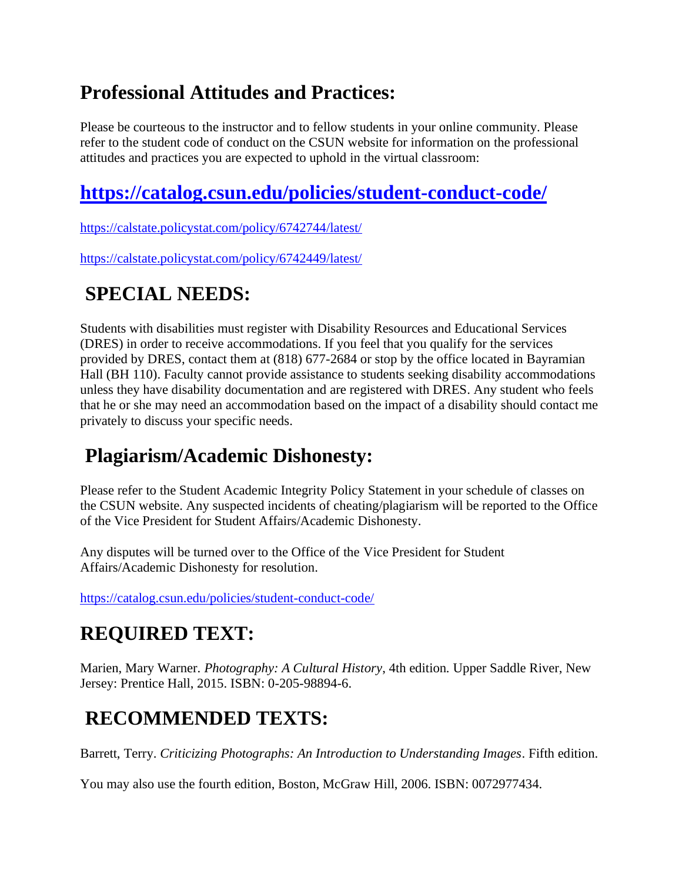## Professional Attitudes and Practices:

Please be courteous to the instructor and to fellow students in your online community. Please refer to the student code of conduct on the CSUN website for information on the professional attitudes and practices you are expected to uphold in the virtual classroom:

## https://catalog.csun.edu/policies/student-conduct-code/

https://calstate.policystat.com/policy/6742744/latest/

https://calstate.policystat.com/policy/6742449/latest/

## SPECIAL NEEDS:

Students with disabilities must register with Disability Resources and Educational Services (DRES) in order to receive accommodations. If you feel that you qualify for the services provided by DRES, contact them at (818) 677-2684 or stop by the office located in Bayramian Hall (BH 110). Faculty cannot provide assistance to students seeking disability accommodations unless they have disability documentation and are registered with DRES. Any student who feels that he or she may need an accommodation based on the impact of a disability should contact me privately to discuss your specific needs.

## Plagiarism/Academic Dishonesty:

Please refer to the Student Academic Integrity Policy Statement in your schedule of classes on the CSUN website. Any suspected incidents of cheating/plagiarism will be reported to the Office of the Vice President for Student Affairs/Academic Dishonesty.

Any disputes will be turned over to the Office of the Vice President for Student Affairs/Academic Dishonesty for resolution.

https://catalog.csun.edu/policies/student-conduct-code/

## REQUIRED TEXT:

Marien, Mary Warner. *Photography: A Cultural History*, 4th edition. Upper Saddle River, New Jersey: Prentice Hall, 2015. ISBN: 0-205-98894-6.

## RECOMMENDED TEXTS:

Barrett, Terry. *Criticizing Photographs: An Introduction to Understanding Images*. Fifth edition.

You may also use the fourth edition, Boston, McGraw Hill, 2006. ISBN: 0072977434.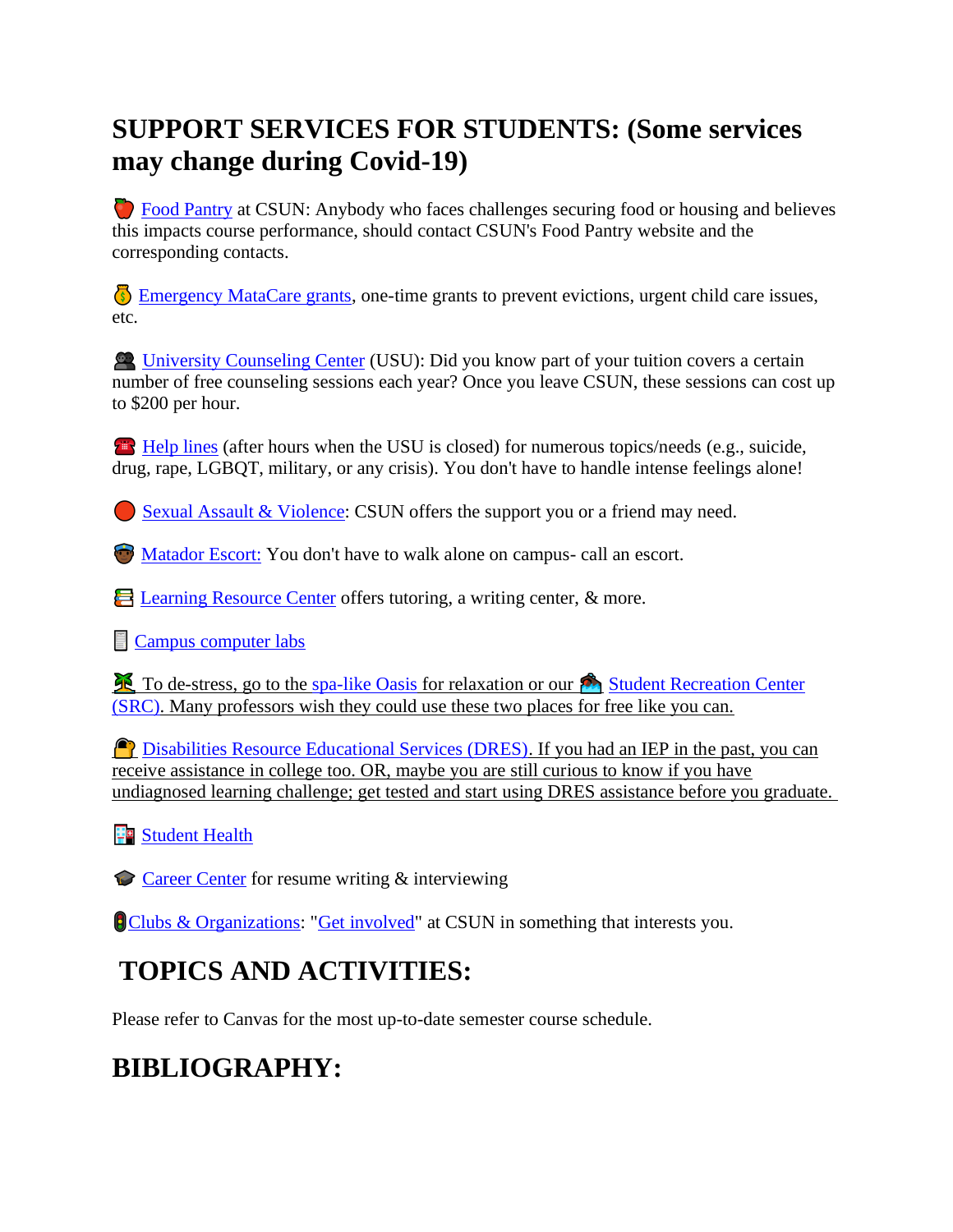## SUPPORT SERVICES FOR STUDENTS: (Some services may change during Covid-19)

🍎 Food Pantry at CSUN: Anybody who faces challenges securing food or housing and believes this impacts course performance, should contact CSUN's Food Pantry website and the corresponding contacts.

💰 Emergency MataCare grants, one-time grants to prevent evictions, urgent child care issues, etc.

👥 University Counseling Center (USU): Did you know part of your tuition covers a certain number of free counseling sessions each year? Once you leave CSUN, these sessions can cost up to $200 per hour.

☎️ Help lines (after hours when the USU is closed) for numerous topics/needs (e.g., suicide, drug, rape, LGBQT, military, or any crisis). You don't have to handle intense feelings alone!

🔴 Sexual Assault & Violence: CSUN offers the support you or a friend may need.

👮 Matador Escort: You don't have to walk alone on campus- call an escort.

📚 Learning Resource Center offers tutoring, a writing center, & more.

📄 Campus computer labs

🏝️ To de-stress, go to the spa-like Oasis for relaxation or our 🏊 Student Recreation Center (SRC). Many professors wish they could use these two places for free like you can.

🔐 Disabilities Resource Educational Services (DRES). If you had an IEP in the past, you can receive assistance in college too. OR, maybe you are still curious to know if you have undiagnosed learning challenge; get tested and start using DRES assistance before you graduate.

🏥 Student Health

🎓 Career Center for resume writing & interviewing

🚦Clubs & Organizations: "Get involved" at CSUN in something that interests you.

## TOPICS AND ACTIVITIES:

Please refer to Canvas for the most up-to-date semester course schedule.

## BIBLIOGRAPHY: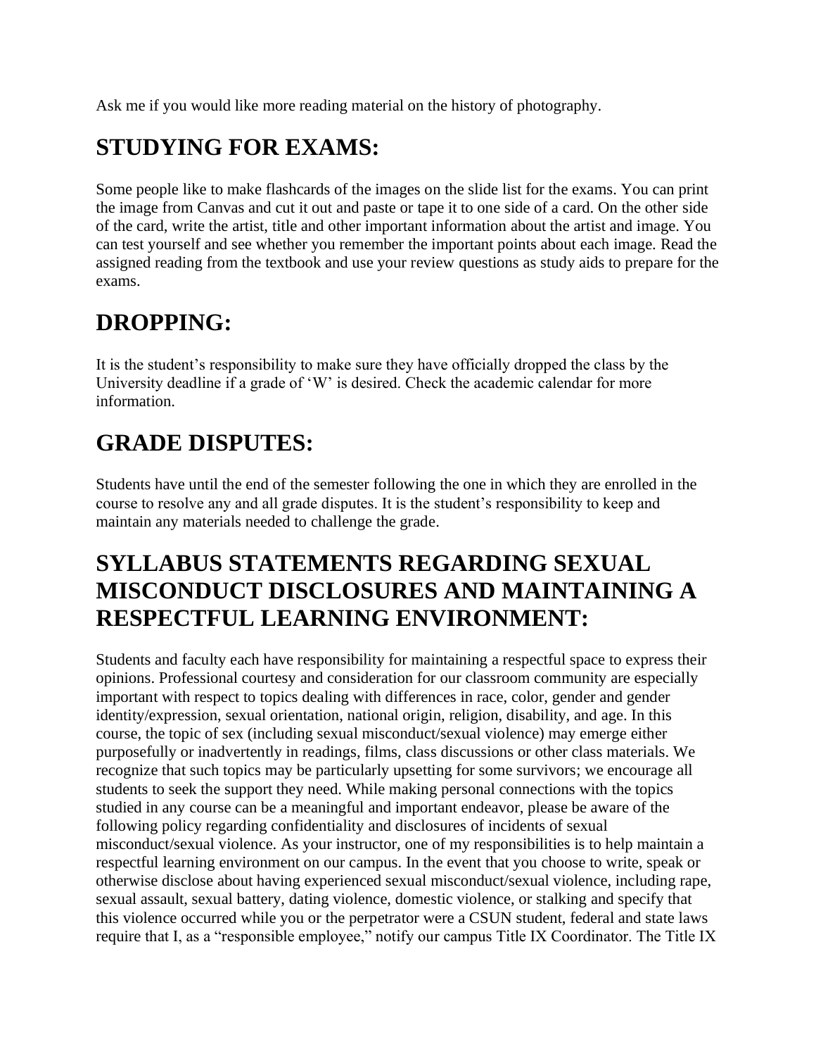Ask me if you would like more reading material on the history of photography.

## STUDYING FOR EXAMS:

Some people like to make flashcards of the images on the slide list for the exams. You can print the image from Canvas and cut it out and paste or tape it to one side of a card. On the other side of the card, write the artist, title and other important information about the artist and image. You can test yourself and see whether you remember the important points about each image. Read the assigned reading from the textbook and use your review questions as study aids to prepare for the exams.

## DROPPING:

It is the student's responsibility to make sure they have officially dropped the class by the University deadline if a grade of 'W' is desired. Check the academic calendar for more information.

## GRADE DISPUTES:

Students have until the end of the semester following the one in which they are enrolled in the course to resolve any and all grade disputes. It is the student's responsibility to keep and maintain any materials needed to challenge the grade.

## SYLLABUS STATEMENTS REGARDING SEXUAL MISCONDUCT DISCLOSURES AND MAINTAINING A RESPECTFUL LEARNING ENVIRONMENT:

Students and faculty each have responsibility for maintaining a respectful space to express their opinions. Professional courtesy and consideration for our classroom community are especially important with respect to topics dealing with differences in race, color, gender and gender identity/expression, sexual orientation, national origin, religion, disability, and age. In this course, the topic of sex (including sexual misconduct/sexual violence) may emerge either purposefully or inadvertently in readings, films, class discussions or other class materials. We recognize that such topics may be particularly upsetting for some survivors; we encourage all students to seek the support they need. While making personal connections with the topics studied in any course can be a meaningful and important endeavor, please be aware of the following policy regarding confidentiality and disclosures of incidents of sexual misconduct/sexual violence. As your instructor, one of my responsibilities is to help maintain a respectful learning environment on our campus. In the event that you choose to write, speak or otherwise disclose about having experienced sexual misconduct/sexual violence, including rape, sexual assault, sexual battery, dating violence, domestic violence, or stalking and specify that this violence occurred while you or the perpetrator were a CSUN student, federal and state laws require that I, as a "responsible employee," notify our campus Title IX Coordinator. The Title IX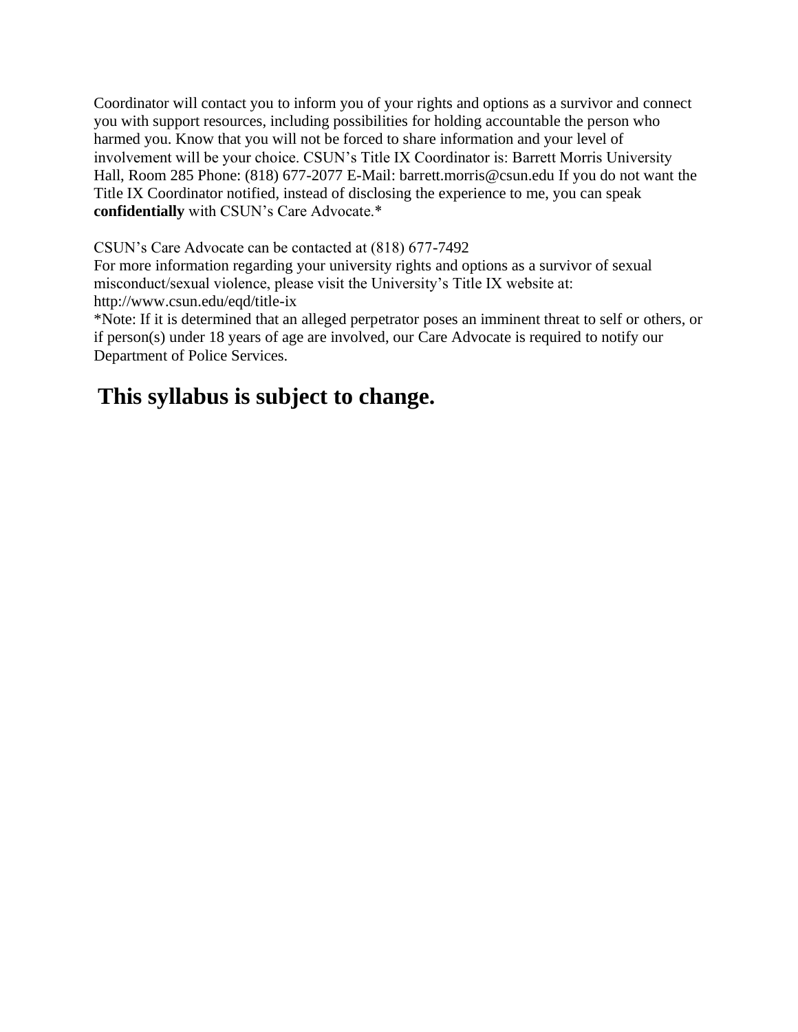Coordinator will contact you to inform you of your rights and options as a survivor and connect you with support resources, including possibilities for holding accountable the person who harmed you. Know that you will not be forced to share information and your level of involvement will be your choice. CSUN's Title IX Coordinator is: Barrett Morris University Hall, Room 285 Phone: (818) 677-2077 E-Mail: barrett.morris@csun.edu If you do not want the Title IX Coordinator notified, instead of disclosing the experience to me, you can speak **confidentially** with CSUN's Care Advocate.*

CSUN's Care Advocate can be contacted at (818) 677-7492
For more information regarding your university rights and options as a survivor of sexual misconduct/sexual violence, please visit the University's Title IX website at: http://www.csun.edu/eqd/title-ix
*Note: If it is determined that an alleged perpetrator poses an imminent threat to self or others, or if person(s) under 18 years of age are involved, our Care Advocate is required to notify our Department of Police Services.

## This syllabus is subject to change.